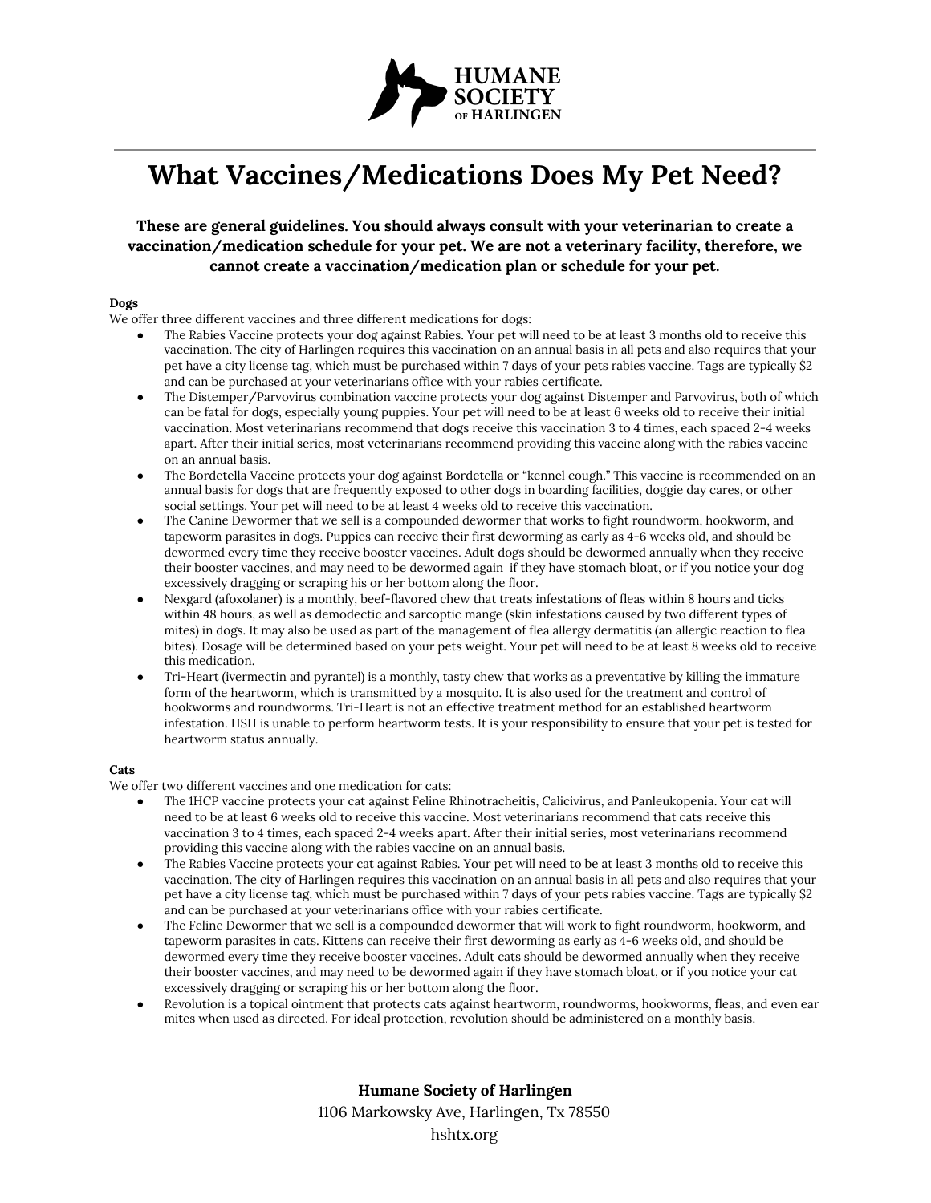**HUMANE SOCIETY OF HARLINGEN**

# What Vaccines/Medications Does My Pet Need?

**These are general guidelines. You should always consult with your veterinarian to create a vaccination/medication schedule for your pet. We are not a veterinary facility, therefore, we cannot create a vaccination/medication plan or schedule for your pet.**

**Dogs**

We offer three different vaccines and three different medications for dogs:

- The Rabies Vaccine protects your dog against Rabies. Your pet will need to be at least 3 months old to receive this vaccination. The city of Harlingen requires this vaccination on an annual basis in all pets and also requires that your pet have a city license tag, which must be purchased within 7 days of your pets rabies vaccine. Tags are typically $2 and can be purchased at your veterinarians office with your rabies certificate.
- The Distemper/Parvovirus combination vaccine protects your dog against Distemper and Parvovirus, both of which can be fatal for dogs, especially young puppies. Your pet will need to be at least 6 weeks old to receive their initial vaccination. Most veterinarians recommend that dogs receive this vaccination 3 to 4 times, each spaced 2-4 weeks apart. After their initial series, most veterinarians recommend providing this vaccine along with the rabies vaccine on an annual basis.
- The Bordetella Vaccine protects your dog against Bordetella or "kennel cough." This vaccine is recommended on an annual basis for dogs that are frequently exposed to other dogs in boarding facilities, doggie day cares, or other social settings. Your pet will need to be at least 4 weeks old to receive this vaccination.
- The Canine Dewormer that we sell is a compounded dewormer that works to fight roundworm, hookworm, and tapeworm parasites in dogs. Puppies can receive their first deworming as early as 4-6 weeks old, and should be dewormed every time they receive booster vaccines. Adult dogs should be dewormed annually when they receive their booster vaccines, and may need to be dewormed again if they have stomach bloat, or if you notice your dog excessively dragging or scraping his or her bottom along the floor.
- Nexgard (afoxolaner) is a monthly, beef-flavored chew that treats infestations of fleas within 8 hours and ticks within 48 hours, as well as demodectic and sarcoptic mange (skin infestations caused by two different types of mites) in dogs. It may also be used as part of the management of flea allergy dermatitis (an allergic reaction to flea bites). Dosage will be determined based on your pets weight. Your pet will need to be at least 8 weeks old to receive this medication.
- Tri-Heart (ivermectin and pyrantel) is a monthly, tasty chew that works as a preventative by killing the immature form of the heartworm, which is transmitted by a mosquito. It is also used for the treatment and control of hookworms and roundworms. Tri-Heart is not an effective treatment method for an established heartworm infestation. HSH is unable to perform heartworm tests. It is your responsibility to ensure that your pet is tested for heartworm status annually.

**Cats**

We offer two different vaccines and one medication for cats:

- The 1HCP vaccine protects your cat against Feline Rhinotracheitis, Calicivirus, and Panleukopenia. Your cat will need to be at least 6 weeks old to receive this vaccine. Most veterinarians recommend that cats receive this vaccination 3 to 4 times, each spaced 2-4 weeks apart. After their initial series, most veterinarians recommend providing this vaccine along with the rabies vaccine on an annual basis.
- The Rabies Vaccine protects your cat against Rabies. Your pet will need to be at least 3 months old to receive this vaccination. The city of Harlingen requires this vaccination on an annual basis in all pets and also requires that your pet have a city license tag, which must be purchased within 7 days of your pets rabies vaccine. Tags are typically $2 and can be purchased at your veterinarians office with your rabies certificate.
- The Feline Dewormer that we sell is a compounded dewormer that will work to fight roundworm, hookworm, and tapeworm parasites in cats. Kittens can receive their first deworming as early as 4-6 weeks old, and should be dewormed every time they receive booster vaccines. Adult cats should be dewormed annually when they receive their booster vaccines, and may need to be dewormed again if they have stomach bloat, or if you notice your cat excessively dragging or scraping his or her bottom along the floor.
- Revolution is a topical ointment that protects cats against heartworm, roundworms, hookworms, fleas, and even ear mites when used as directed. For ideal protection, revolution should be administered on a monthly basis.

**Humane Society of Harlingen**
1106 Markowsky Ave, Harlingen, Tx 78550
hshtx.org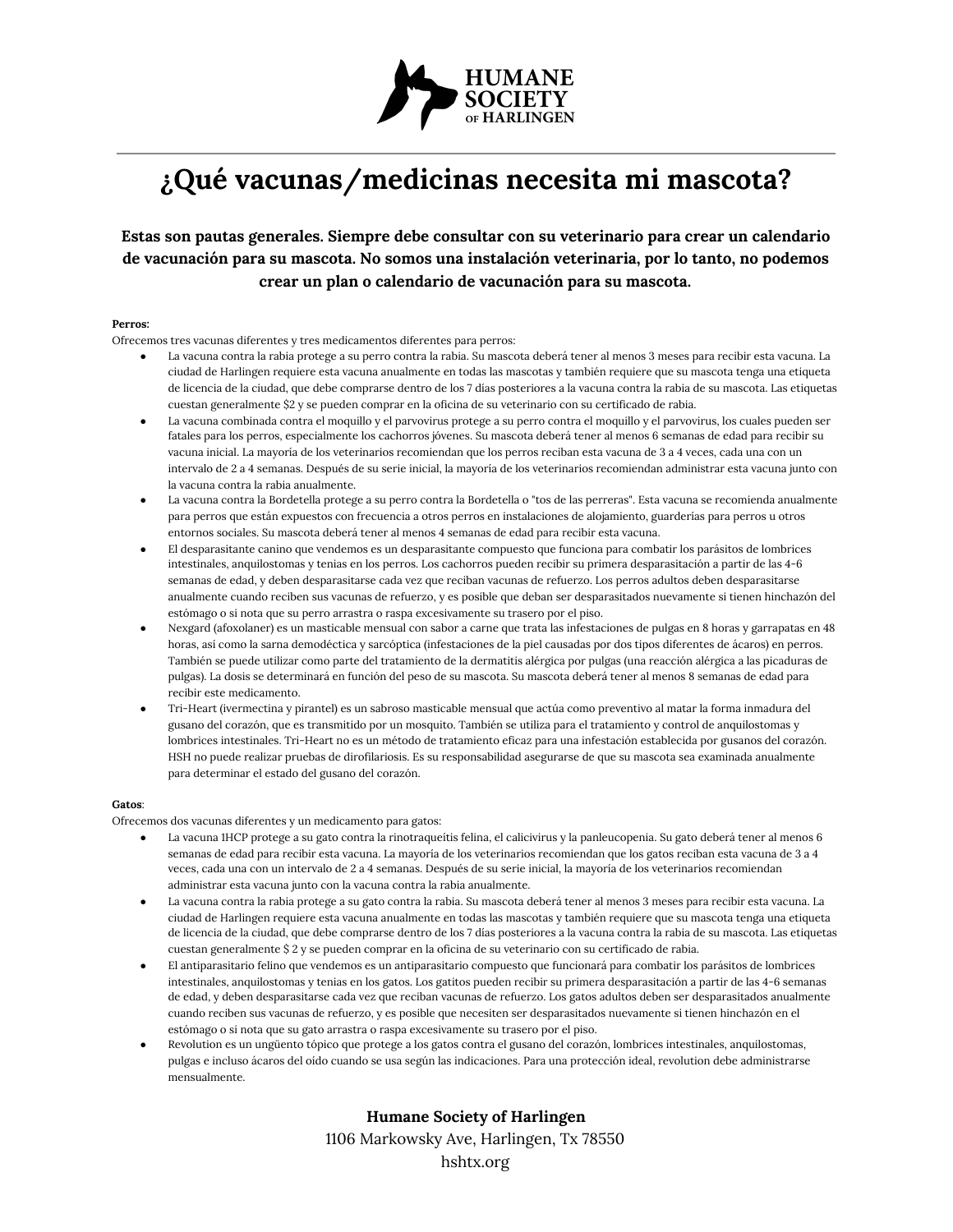HUMANE SOCIETY OF HARLINGEN

# ¿Qué vacunas/medicinas necesita mi mascota?

**Estas son pautas generales. Siempre debe consultar con su veterinario para crear un calendario de vacunación para su mascota. No somos una instalación veterinaria, por lo tanto, no podemos crear un plan o calendario de vacunación para su mascota.**

**Perros:**

Ofrecemos tres vacunas diferentes y tres medicamentos diferentes para perros:

- La vacuna contra la rabia protege a su perro contra la rabia. Su mascota deberá tener al menos 3 meses para recibir esta vacuna. La ciudad de Harlingen requiere esta vacuna anualmente en todas las mascotas y también requiere que su mascota tenga una etiqueta de licencia de la ciudad, que debe comprarse dentro de los 7 días posteriores a la vacuna contra la rabia de su mascota. Las etiquetas cuestan generalmente $2 y se pueden comprar en la oficina de su veterinario con su certificado de rabia.
- La vacuna combinada contra el moquillo y el parvovirus protege a su perro contra el moquillo y el parvovirus, los cuales pueden ser fatales para los perros, especialmente los cachorros jóvenes. Su mascota deberá tener al menos 6 semanas de edad para recibir su vacuna inicial. La mayoría de los veterinarios recomiendan que los perros reciban esta vacuna de 3 a 4 veces, cada una con un intervalo de 2 a 4 semanas. Después de su serie inicial, la mayoría de los veterinarios recomiendan administrar esta vacuna junto con la vacuna contra la rabia anualmente.
- La vacuna contra la Bordetella protege a su perro contra la Bordetella o "tos de las perreras". Esta vacuna se recomienda anualmente para perros que están expuestos con frecuencia a otros perros en instalaciones de alojamiento, guarderías para perros u otros entornos sociales. Su mascota deberá tener al menos 4 semanas de edad para recibir esta vacuna.
- El desparasitante canino que vendemos es un desparasitante compuesto que funciona para combatir los parásitos de lombrices intestinales, anquilostomas y tenias en los perros. Los cachorros pueden recibir su primera desparasitación a partir de las 4-6 semanas de edad, y deben desparasitarse cada vez que reciban vacunas de refuerzo. Los perros adultos deben desparasitarse anualmente cuando reciben sus vacunas de refuerzo, y es posible que deban ser desparasitados nuevamente si tienen hinchazón del estómago o si nota que su perro arrastra o raspa excesivamente su trasero por el piso.
- Nexgard (afoxolaner) es un masticable mensual con sabor a carne que trata las infestaciones de pulgas en 8 horas y garrapatas en 48 horas, así como la sarna demodéctica y sarcóptica (infestaciones de la piel causadas por dos tipos diferentes de ácaros) en perros. También se puede utilizar como parte del tratamiento de la dermatitis alérgica por pulgas (una reacción alérgica a las picaduras de pulgas). La dosis se determinará en función del peso de su mascota. Su mascota deberá tener al menos 8 semanas de edad para recibir este medicamento.
- Tri-Heart (ivermectina y pirantel) es un sabroso masticable mensual que actúa como preventivo al matar la forma inmadura del gusano del corazón, que es transmitido por un mosquito. También se utiliza para el tratamiento y control de anquilostomas y lombrices intestinales. Tri-Heart no es un método de tratamiento eficaz para una infestación establecida por gusanos del corazón. HSH no puede realizar pruebas de dirofilariosis. Es su responsabilidad asegurarse de que su mascota sea examinada anualmente para determinar el estado del gusano del corazón.

**Gatos**:

Ofrecemos dos vacunas diferentes y un medicamento para gatos:

- La vacuna 1HCP protege a su gato contra la rinotraqueítis felina, el calicivirus y la panleucopenia. Su gato deberá tener al menos 6 semanas de edad para recibir esta vacuna. La mayoría de los veterinarios recomiendan que los gatos reciban esta vacuna de 3 a 4 veces, cada una con un intervalo de 2 a 4 semanas. Después de su serie inicial, la mayoría de los veterinarios recomiendan administrar esta vacuna junto con la vacuna contra la rabia anualmente.
- La vacuna contra la rabia protege a su gato contra la rabia. Su mascota deberá tener al menos 3 meses para recibir esta vacuna. La ciudad de Harlingen requiere esta vacuna anualmente en todas las mascotas y también requiere que su mascota tenga una etiqueta de licencia de la ciudad, que debe comprarse dentro de los 7 días posteriores a la vacuna contra la rabia de su mascota. Las etiquetas cuestan generalmente $ 2 y se pueden comprar en la oficina de su veterinario con su certificado de rabia.
- El antiparasitario felino que vendemos es un antiparasitario compuesto que funcionará para combatir los parásitos de lombrices intestinales, anquilostomas y tenias en los gatos. Los gatitos pueden recibir su primera desparasitación a partir de las 4-6 semanas de edad, y deben desparasitarse cada vez que reciban vacunas de refuerzo. Los gatos adultos deben ser desparasitados anualmente cuando reciben sus vacunas de refuerzo, y es posible que necesiten ser desparasitados nuevamente si tienen hinchazón en el estómago o si nota que su gato arrastra o raspa excesivamente su trasero por el piso.
- Revolution es un ungüento tópico que protege a los gatos contra el gusano del corazón, lombrices intestinales, anquilostomas, pulgas e incluso ácaros del oído cuando se usa según las indicaciones. Para una protección ideal, revolution debe administrarse mensualmente.

**Humane Society of Harlingen**
1106 Markowsky Ave, Harlingen, Tx 78550
hshtx.org